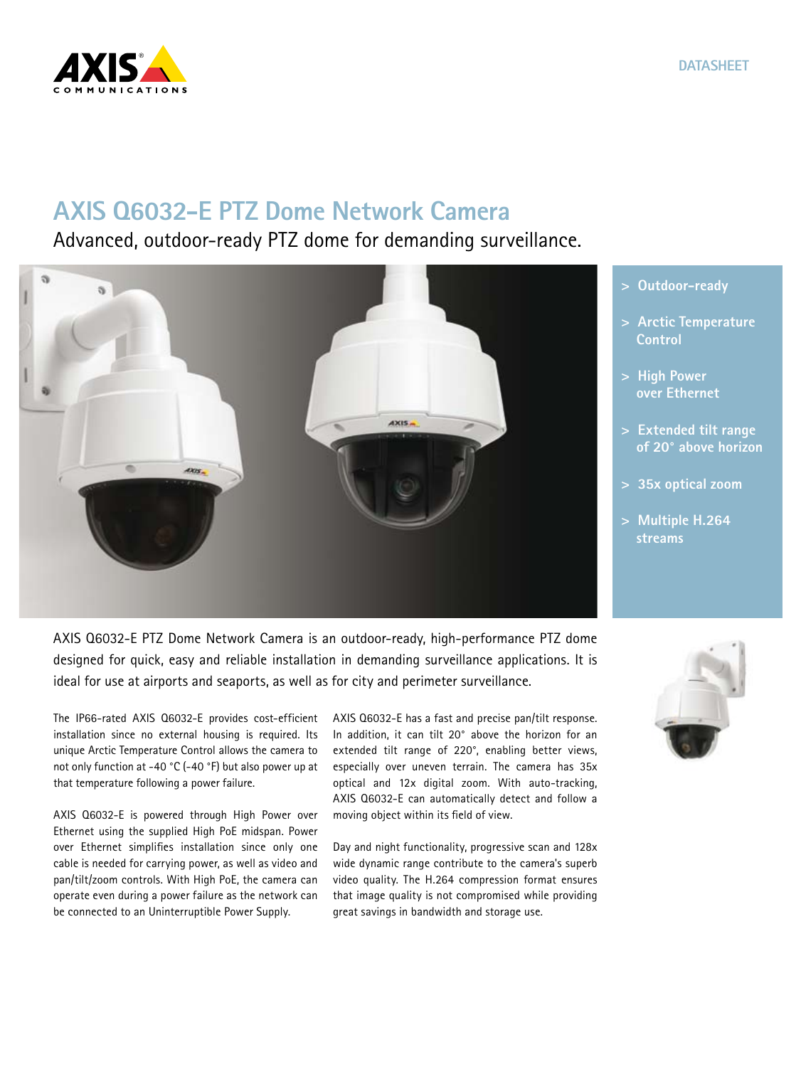DATASHEET

# AXIS Q6032-E PTZ Dome Network Camera

## Advanced, outdoor-ready PTZ dome for demanding surveillance.

- > Outdoor-ready
- > Arctic Temperature Control
- > High Power over Ethernet
- > Extended tilt range of 20° above horizon
- > 35x optical zoom
- > Multiple H.264 streams

AXIS Q6032-E PTZ Dome Network Camera is an outdoor-ready, high-performance PTZ dome designed for quick, easy and reliable installation in demanding surveillance applications. It is ideal for use at airports and seaports, as well as for city and perimeter surveillance.

The IP66-rated AXIS Q6032-E provides cost-efficient installation since no external housing is required. Its unique Arctic Temperature Control allows the camera to not only function at -40 °C (-40 °F) but also power up at that temperature following a power failure.

AXIS Q6032-E is powered through High Power over Ethernet using the supplied High PoE midspan. Power over Ethernet simplifies installation since only one cable is needed for carrying power, as well as video and pan/tilt/zoom controls. With High PoE, the camera can operate even during a power failure as the network can be connected to an Uninterruptible Power Supply.

AXIS Q6032-E has a fast and precise pan/tilt response. In addition, it can tilt 20° above the horizon for an extended tilt range of 220°, enabling better views, especially over uneven terrain. The camera has 35x optical and 12x digital zoom. With auto-tracking, AXIS Q6032-E can automatically detect and follow a moving object within its field of view.

Day and night functionality, progressive scan and 128x wide dynamic range contribute to the camera's superb video quality. The H.264 compression format ensures that image quality is not compromised while providing great savings in bandwidth and storage use.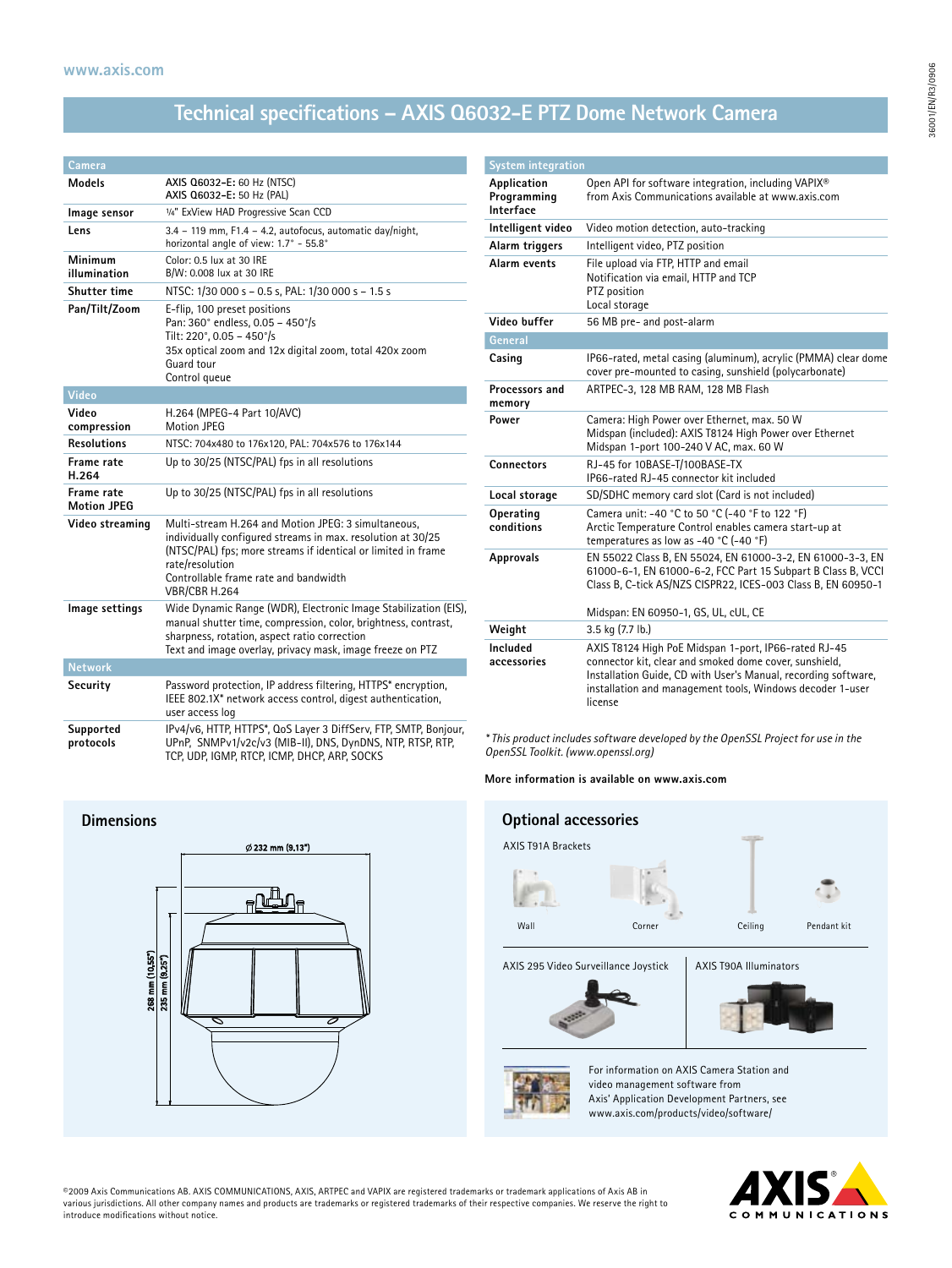www.axis.com

# Technical specifications – AXIS Q6032-E PTZ Dome Network Camera

| Camera | |
|---|---|
| **Models** | AXIS Q6032-E: 60 Hz (NTSC)<br>AXIS Q6032-E: 50 Hz (PAL) |
| **Image sensor** | ¼" ExView HAD Progressive Scan CCD |
| **Lens** | 3.4 – 119 mm, F1.4 – 4.2, autofocus, automatic day/night, horizontal angle of view: 1.7° - 55.8° |
| **Minimum illumination** | Color: 0.5 lux at 30 IRE<br>B/W: 0.008 lux at 30 IRE |
| **Shutter time** | NTSC: 1/30 000 s – 0.5 s, PAL: 1/30 000 s – 1.5 s |
| **Pan/Tilt/Zoom** | E-flip, 100 preset positions<br>Pan: 360° endless, 0.05 – 450°/s<br>Tilt: 220°, 0.05 – 450°/s<br>35x optical zoom and 12x digital zoom, total 420x zoom<br>Guard tour<br>Control queue |

| Video | |
|---|---|
| **Video compression** | H.264 (MPEG-4 Part 10/AVC)<br>Motion JPEG |
| **Resolutions** | NTSC: 704x480 to 176x120, PAL: 704x576 to 176x144 |
| **Frame rate H.264** | Up to 30/25 (NTSC/PAL) fps in all resolutions |
| **Frame rate Motion JPEG** | Up to 30/25 (NTSC/PAL) fps in all resolutions |
| **Video streaming** | Multi-stream H.264 and Motion JPEG: 3 simultaneous, individually configured streams in max. resolution at 30/25 (NTSC/PAL) fps; more streams if identical or limited in frame rate/resolution<br>Controllable frame rate and bandwidth<br>VBR/CBR H.264 |
| **Image settings** | Wide Dynamic Range (WDR), Electronic Image Stabilization (EIS), manual shutter time, compression, color, brightness, contrast, sharpness, rotation, aspect ratio correction<br>Text and image overlay, privacy mask, image freeze on PTZ |

| Network | |
|---|---|
| **Security** | Password protection, IP address filtering, HTTPS* encryption, IEEE 802.1X* network access control, digest authentication, user access log |
| **Supported protocols** | IPv4/v6, HTTP, HTTPS*, QoS Layer 3 DiffServ, FTP, SMTP, Bonjour, UPnP, SNMPv1/v2c/v3 (MIB-II), DNS, DynDNS, NTP, RTSP, RTP, TCP, UDP, IGMP, RTCP, ICMP, DHCP, ARP, SOCKS |

| System integration | |
|---|---|
| **Application Programming Interface** | Open API for software integration, including VAPIX® from Axis Communications available at www.axis.com |
| **Intelligent video** | Video motion detection, auto-tracking |
| **Alarm triggers** | Intelligent video, PTZ position |
| **Alarm events** | File upload via FTP, HTTP and email<br>Notification via email, HTTP and TCP<br>PTZ position<br>Local storage |
| **Video buffer** | 56 MB pre- and post-alarm |

| General | |
|---|---|
| **Casing** | IP66-rated, metal casing (aluminum), acrylic (PMMA) clear dome cover pre-mounted to casing, sunshield (polycarbonate) |
| **Processors and memory** | ARTPEC-3, 128 MB RAM, 128 MB Flash |
| **Power** | Camera: High Power over Ethernet, max. 50 W<br>Midspan (included): AXIS T8124 High Power over Ethernet Midspan 1-port 100-240 V AC, max. 60 W |
| **Connectors** | RJ-45 for 10BASE-T/100BASE-TX<br>IP66-rated RJ-45 connector kit included |
| **Local storage** | SD/SDHC memory card slot (Card is not included) |
| **Operating conditions** | Camera unit: -40 °C to 50 °C (-40 °F to 122 °F)<br>Arctic Temperature Control enables camera start-up at temperatures as low as -40 °C (-40 °F) |
| **Approvals** | EN 55022 Class B, EN 55024, EN 61000-3-2, EN 61000-3-3, EN 61000-6-1, EN 61000-6-2, FCC Part 15 Subpart B Class B, VCCI Class B, C-tick AS/NZS CISPR22, ICES-003 Class B, EN 60950-1<br><br>Midspan: EN 60950-1, GS, UL, cUL, CE |
| **Weight** | 3.5 kg (7.7 lb.) |
| **Included accessories** | AXIS T8124 High PoE Midspan 1-port, IP66-rated RJ-45 connector kit, clear and smoked dome cover, sunshield, Installation Guide, CD with User's Manual, recording software, installation and management tools, Windows decoder 1-user license |

*\* This product includes software developed by the OpenSSL Project for use in the OpenSSL Toolkit. (www.openssl.org)*

**More information is available on www.axis.com**

## Dimensions

Ø 232 mm (9.13")

268 mm (10.55")

235 mm (9.25")

## Optional accessories

AXIS T91A Brackets

Wall

Corner

Ceiling

Pendant kit

AXIS 295 Video Surveillance Joystick

AXIS T90A Illuminators

For information on AXIS Camera Station and video management software from Axis' Application Development Partners, see www.axis.com/products/video/software/

©2009 Axis Communications AB. AXIS COMMUNICATIONS, AXIS, ARTPEC and VAPIX are registered trademarks or trademark applications of Axis AB in various jurisdictions. All other company names and products are trademarks or registered trademarks of their respective companies. We reserve the right to introduce modifications without notice.

36001/EN/R3/0906